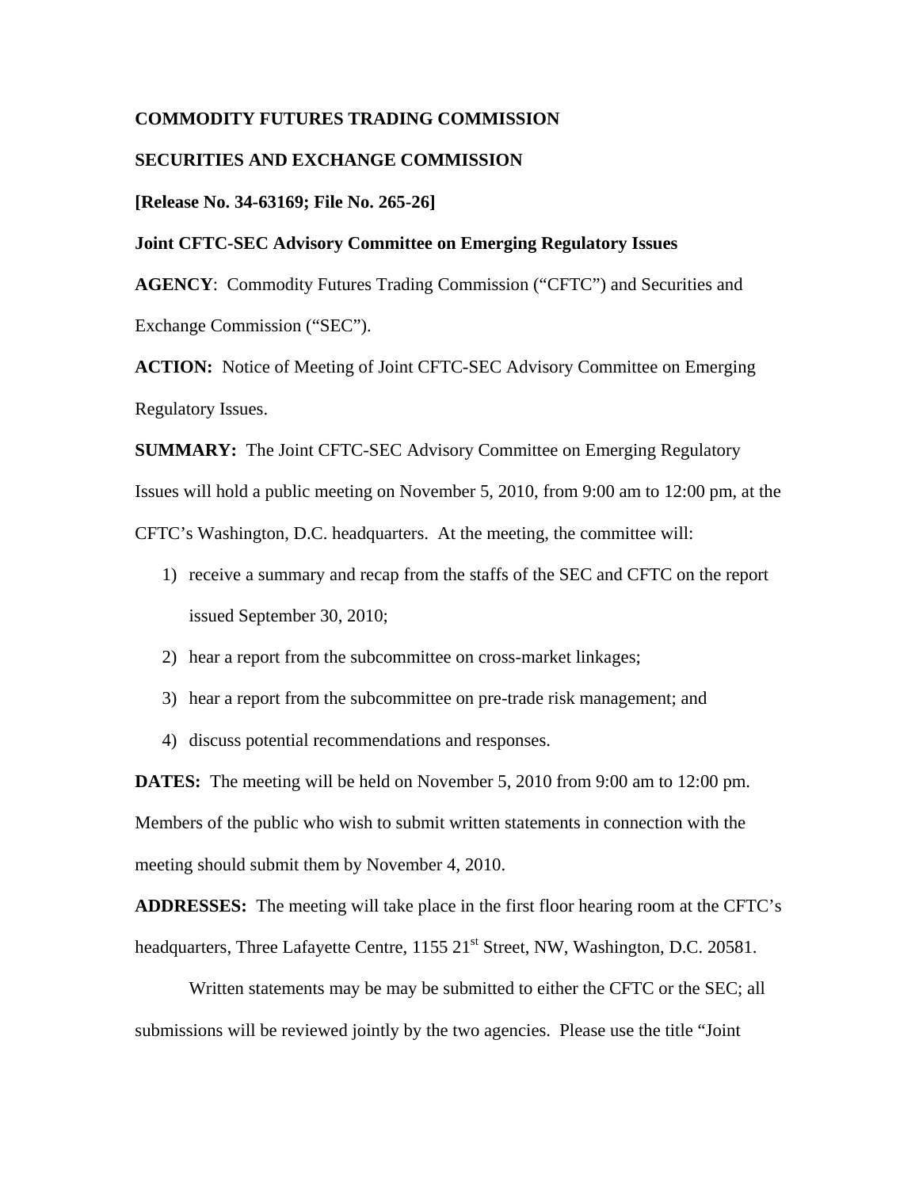**COMMODITY FUTURES TRADING COMMISSION**

**SECURITIES AND EXCHANGE COMMISSION**

**[Release No. 34-63169; File No. 265-26]**

**Joint CFTC-SEC Advisory Committee on Emerging Regulatory Issues**

**AGENCY**: Commodity Futures Trading Commission ("CFTC") and Securities and Exchange Commission ("SEC").

**ACTION:** Notice of Meeting of Joint CFTC-SEC Advisory Committee on Emerging Regulatory Issues.

**SUMMARY:** The Joint CFTC-SEC Advisory Committee on Emerging Regulatory Issues will hold a public meeting on November 5, 2010, from 9:00 am to 12:00 pm, at the CFTC's Washington, D.C. headquarters. At the meeting, the committee will:

1) receive a summary and recap from the staffs of the SEC and CFTC on the report issued September 30, 2010;
2) hear a report from the subcommittee on cross-market linkages;
3) hear a report from the subcommittee on pre-trade risk management; and
4) discuss potential recommendations and responses.

**DATES:** The meeting will be held on November 5, 2010 from 9:00 am to 12:00 pm. Members of the public who wish to submit written statements in connection with the meeting should submit them by November 4, 2010.

**ADDRESSES:** The meeting will take place in the first floor hearing room at the CFTC's headquarters, Three Lafayette Centre, 1155 21st Street, NW, Washington, D.C. 20581.

Written statements may be may be submitted to either the CFTC or the SEC; all submissions will be reviewed jointly by the two agencies. Please use the title "Joint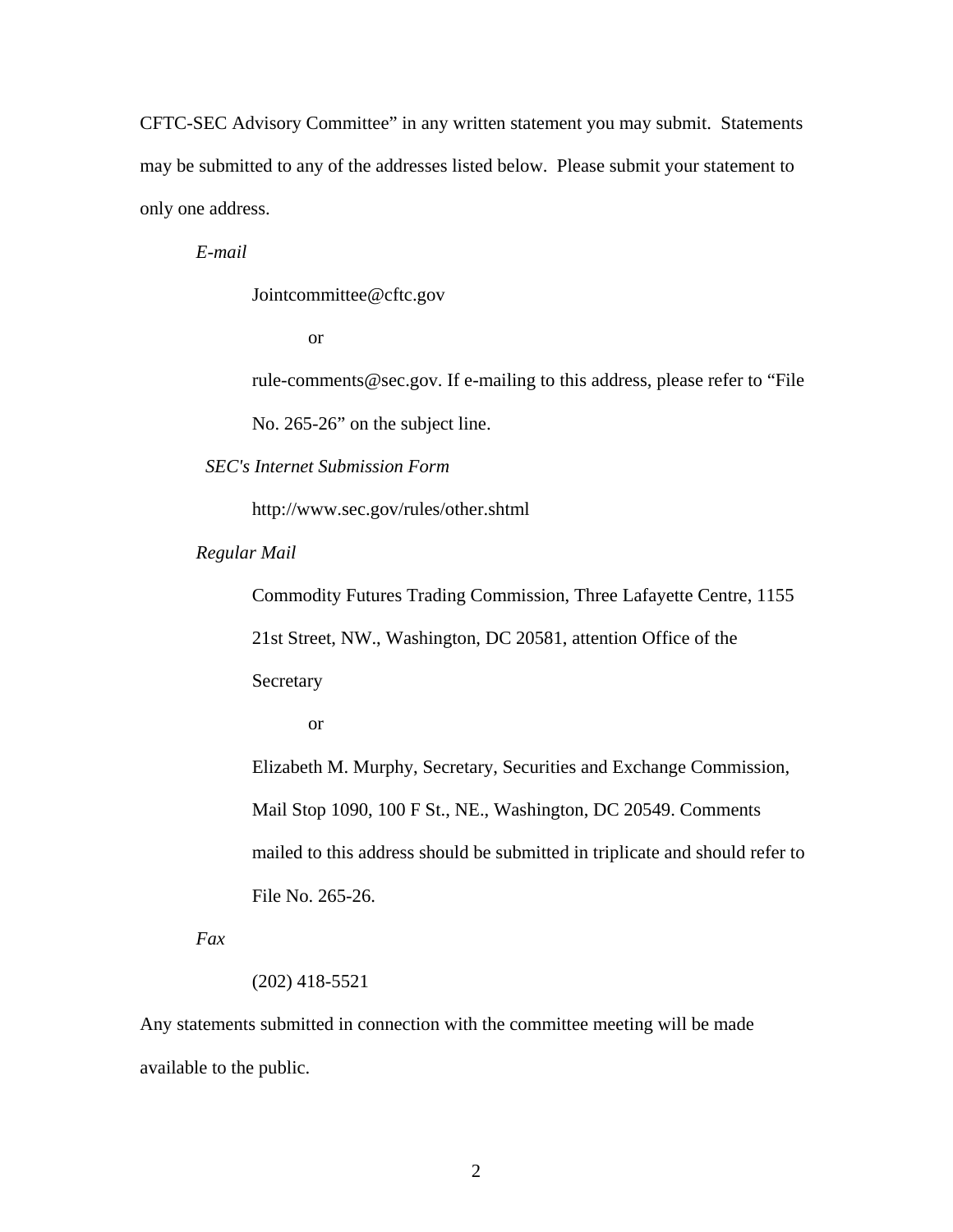CFTC-SEC Advisory Committee" in any written statement you may submit. Statements may be submitted to any of the addresses listed below. Please submit your statement to only one address.

*E-mail*

Jointcommittee@cftc.gov

or

rule-comments@sec.gov. If e-mailing to this address, please refer to "File No. 265-26" on the subject line.

*SEC's Internet Submission Form*

http://www.sec.gov/rules/other.shtml

*Regular Mail*

Commodity Futures Trading Commission, Three Lafayette Centre, 1155 21st Street, NW., Washington, DC 20581, attention Office of the Secretary

or

Elizabeth M. Murphy, Secretary, Securities and Exchange Commission, Mail Stop 1090, 100 F St., NE., Washington, DC 20549. Comments mailed to this address should be submitted in triplicate and should refer to File No. 265-26.

*Fax*

(202) 418-5521

Any statements submitted in connection with the committee meeting will be made available to the public.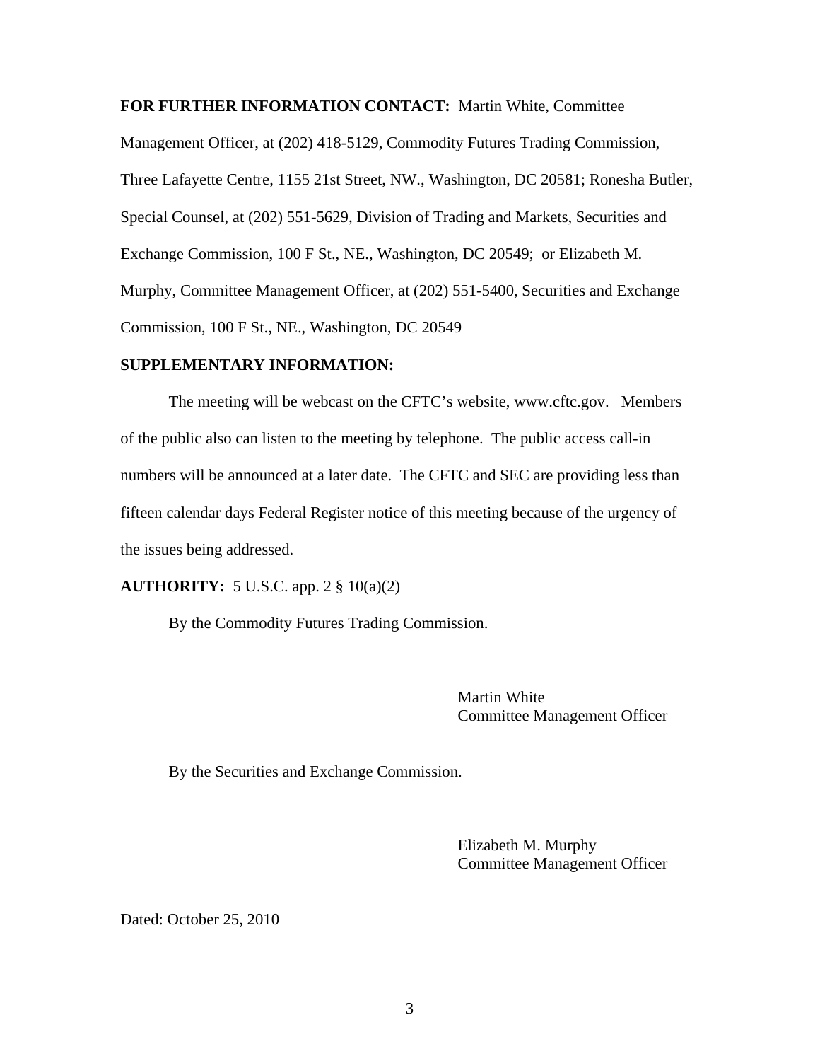**FOR FURTHER INFORMATION CONTACT:** Martin White, Committee Management Officer, at (202) 418-5129, Commodity Futures Trading Commission, Three Lafayette Centre, 1155 21st Street, NW., Washington, DC 20581; Ronesha Butler, Special Counsel, at (202) 551-5629, Division of Trading and Markets, Securities and Exchange Commission, 100 F St., NE., Washington, DC 20549; or Elizabeth M. Murphy, Committee Management Officer, at (202) 551-5400, Securities and Exchange Commission, 100 F St., NE., Washington, DC 20549

**SUPPLEMENTARY INFORMATION:**

The meeting will be webcast on the CFTC's website, www.cftc.gov. Members of the public also can listen to the meeting by telephone. The public access call-in numbers will be announced at a later date. The CFTC and SEC are providing less than fifteen calendar days Federal Register notice of this meeting because of the urgency of the issues being addressed.

**AUTHORITY:** 5 U.S.C. app. 2 § 10(a)(2)

By the Commodity Futures Trading Commission.

Martin White
Committee Management Officer

By the Securities and Exchange Commission.

Elizabeth M. Murphy
Committee Management Officer

Dated: October 25, 2010